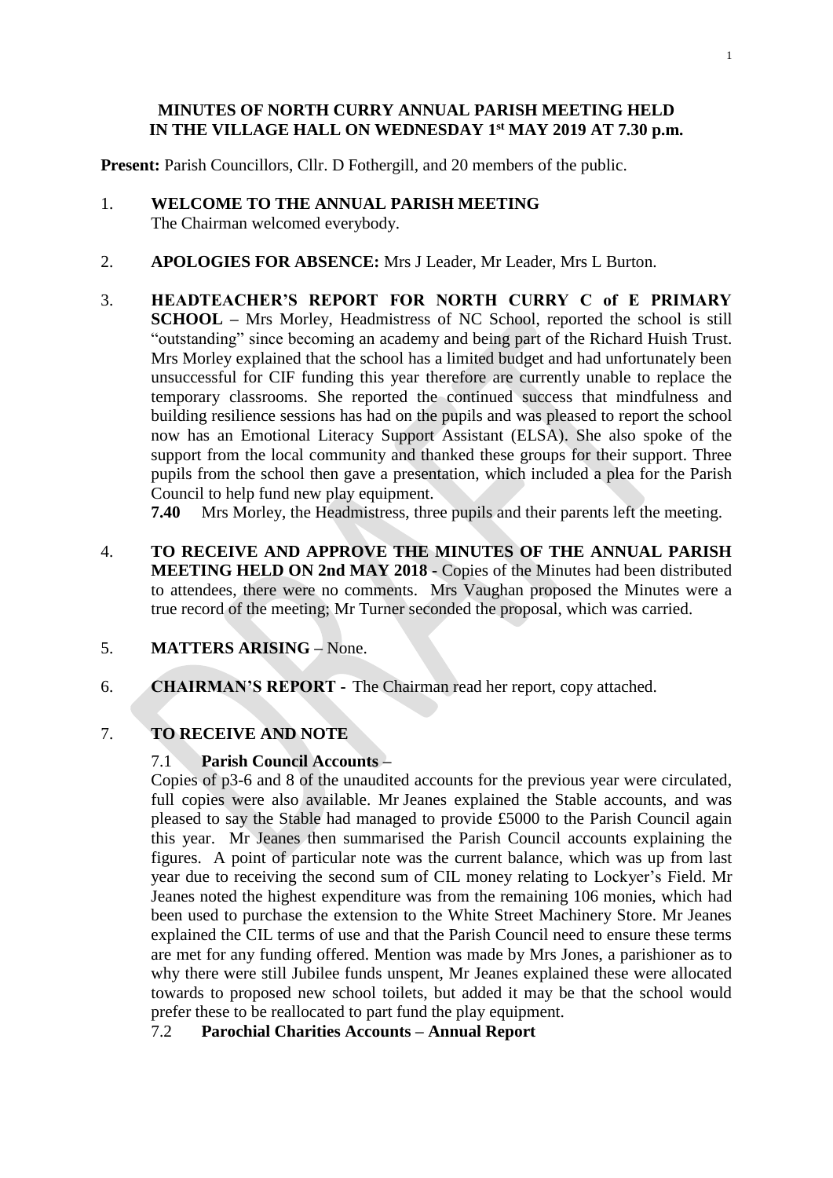**MINUTES OF NORTH CURRY ANNUAL PARISH MEETING HELD IN THE VILLAGE HALL ON WEDNESDAY 1st MAY 2019 AT 7.30 p.m.**

**Present:** Parish Councillors, Cllr. D Fothergill, and 20 members of the public.

1. **WELCOME TO THE ANNUAL PARISH MEETING**
   The Chairman welcomed everybody.

2. **APOLOGIES FOR ABSENCE:** Mrs J Leader, Mr Leader, Mrs L Burton.

3. **HEADTEACHER'S REPORT FOR NORTH CURRY C of E PRIMARY SCHOOL –** Mrs Morley, Headmistress of NC School, reported the school is still "outstanding" since becoming an academy and being part of the Richard Huish Trust. Mrs Morley explained that the school has a limited budget and had unfortunately been unsuccessful for CIF funding this year therefore are currently unable to replace the temporary classrooms. She reported the continued success that mindfulness and building resilience sessions has had on the pupils and was pleased to report the school now has an Emotional Literacy Support Assistant (ELSA). She also spoke of the support from the local community and thanked these groups for their support. Three pupils from the school then gave a presentation, which included a plea for the Parish Council to help fund new play equipment.
   **7.40** Mrs Morley, the Headmistress, three pupils and their parents left the meeting.

4. **TO RECEIVE AND APPROVE THE MINUTES OF THE ANNUAL PARISH MEETING HELD ON 2nd MAY 2018 -** Copies of the Minutes had been distributed to attendees, there were no comments. Mrs Vaughan proposed the Minutes were a true record of the meeting; Mr Turner seconded the proposal, which was carried.

5. **MATTERS ARISING –** None.

6. **CHAIRMAN'S REPORT -** The Chairman read her report, copy attached.

7. **TO RECEIVE AND NOTE**

   7.1 **Parish Council Accounts –**
   Copies of p3-6 and 8 of the unaudited accounts for the previous year were circulated, full copies were also available. Mr Jeanes explained the Stable accounts, and was pleased to say the Stable had managed to provide £5000 to the Parish Council again this year. Mr Jeanes then summarised the Parish Council accounts explaining the figures. A point of particular note was the current balance, which was up from last year due to receiving the second sum of CIL money relating to Lockyer's Field. Mr Jeanes noted the highest expenditure was from the remaining 106 monies, which had been used to purchase the extension to the White Street Machinery Store. Mr Jeanes explained the CIL terms of use and that the Parish Council need to ensure these terms are met for any funding offered. Mention was made by Mrs Jones, a parishioner as to why there were still Jubilee funds unspent, Mr Jeanes explained these were allocated towards to proposed new school toilets, but added it may be that the school would prefer these to be reallocated to part fund the play equipment.

   7.2 **Parochial Charities Accounts – Annual Report**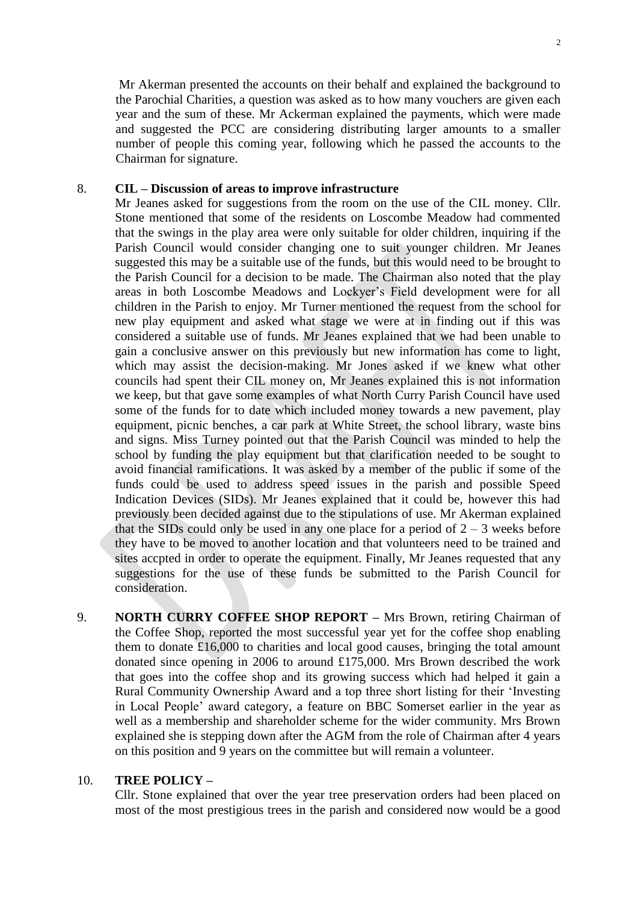Mr Akerman presented the accounts on their behalf and explained the background to the Parochial Charities, a question was asked as to how many vouchers are given each year and the sum of these. Mr Ackerman explained the payments, which were made and suggested the PCC are considering distributing larger amounts to a smaller number of people this coming year, following which he passed the accounts to the Chairman for signature.

8. **CIL – Discussion of areas to improve infrastructure**

Mr Jeanes asked for suggestions from the room on the use of the CIL money. Cllr. Stone mentioned that some of the residents on Loscombe Meadow had commented that the swings in the play area were only suitable for older children, inquiring if the Parish Council would consider changing one to suit younger children. Mr Jeanes suggested this may be a suitable use of the funds, but this would need to be brought to the Parish Council for a decision to be made. The Chairman also noted that the play areas in both Loscombe Meadows and Lockyer's Field development were for all children in the Parish to enjoy. Mr Turner mentioned the request from the school for new play equipment and asked what stage we were at in finding out if this was considered a suitable use of funds. Mr Jeanes explained that we had been unable to gain a conclusive answer on this previously but new information has come to light, which may assist the decision-making. Mr Jones asked if we knew what other councils had spent their CIL money on, Mr Jeanes explained this is not information we keep, but that gave some examples of what North Curry Parish Council have used some of the funds for to date which included money towards a new pavement, play equipment, picnic benches, a car park at White Street, the school library, waste bins and signs. Miss Turney pointed out that the Parish Council was minded to help the school by funding the play equipment but that clarification needed to be sought to avoid financial ramifications. It was asked by a member of the public if some of the funds could be used to address speed issues in the parish and possible Speed Indication Devices (SIDs). Mr Jeanes explained that it could be, however this had previously been decided against due to the stipulations of use. Mr Akerman explained that the SIDs could only be used in any one place for a period of 2 – 3 weeks before they have to be moved to another location and that volunteers need to be trained and sites accpted in order to operate the equipment. Finally, Mr Jeanes requested that any suggestions for the use of these funds be submitted to the Parish Council for consideration.

9. **NORTH CURRY COFFEE SHOP REPORT –** Mrs Brown, retiring Chairman of the Coffee Shop, reported the most successful year yet for the coffee shop enabling them to donate £16,000 to charities and local good causes, bringing the total amount donated since opening in 2006 to around £175,000. Mrs Brown described the work that goes into the coffee shop and its growing success which had helped it gain a Rural Community Ownership Award and a top three short listing for their 'Investing in Local People' award category, a feature on BBC Somerset earlier in the year as well as a membership and shareholder scheme for the wider community. Mrs Brown explained she is stepping down after the AGM from the role of Chairman after 4 years on this position and 9 years on the committee but will remain a volunteer.

10. **TREE POLICY –**

Cllr. Stone explained that over the year tree preservation orders had been placed on most of the most prestigious trees in the parish and considered now would be a good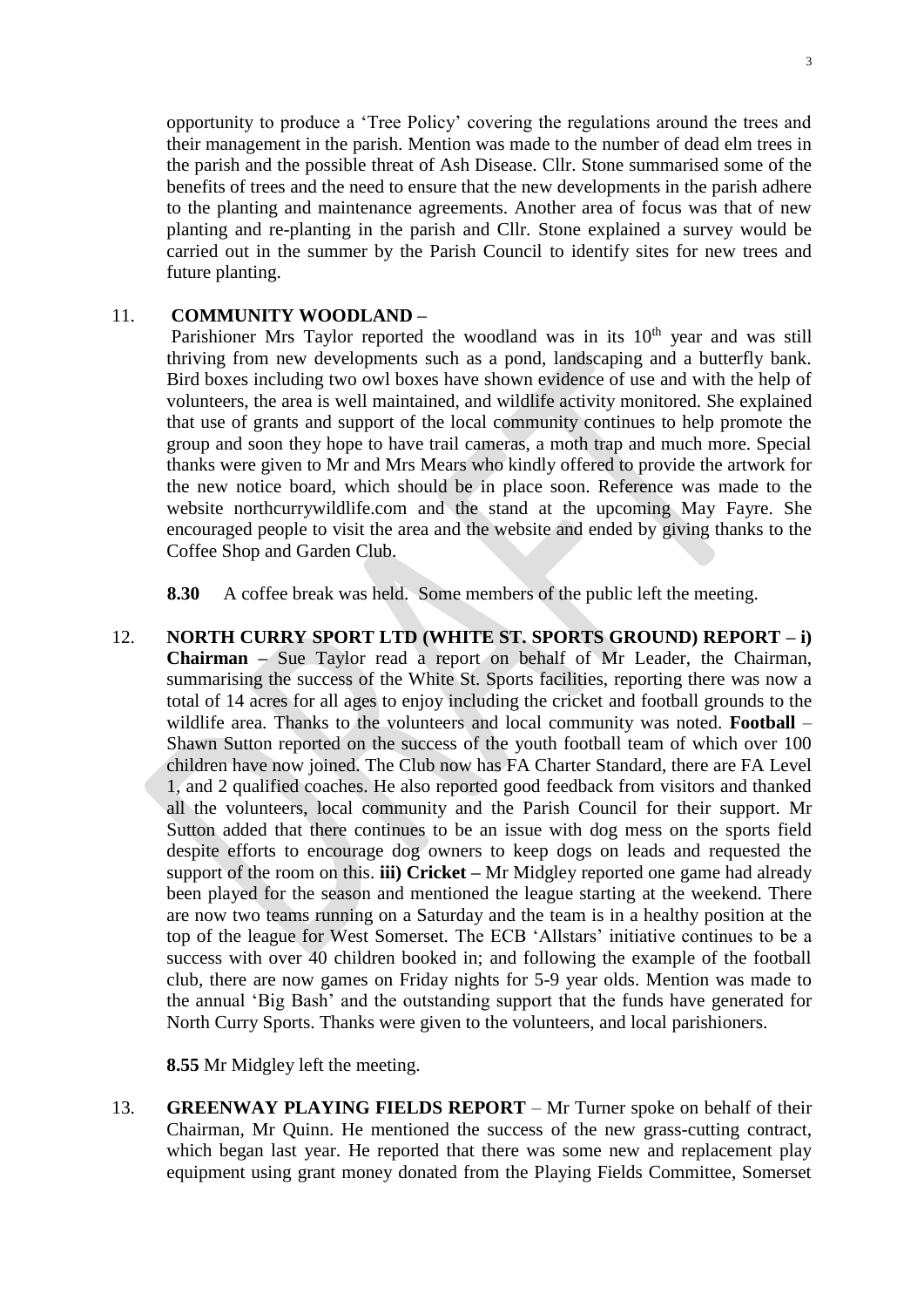opportunity to produce a 'Tree Policy' covering the regulations around the trees and their management in the parish. Mention was made to the number of dead elm trees in the parish and the possible threat of Ash Disease. Cllr. Stone summarised some of the benefits of trees and the need to ensure that the new developments in the parish adhere to the planting and maintenance agreements. Another area of focus was that of new planting and re-planting in the parish and Cllr. Stone explained a survey would be carried out in the summer by the Parish Council to identify sites for new trees and future planting.

11. **COMMUNITY WOODLAND –**
Parishioner Mrs Taylor reported the woodland was in its 10th year and was still thriving from new developments such as a pond, landscaping and a butterfly bank. Bird boxes including two owl boxes have shown evidence of use and with the help of volunteers, the area is well maintained, and wildlife activity monitored. She explained that use of grants and support of the local community continues to help promote the group and soon they hope to have trail cameras, a moth trap and much more. Special thanks were given to Mr and Mrs Mears who kindly offered to provide the artwork for the new notice board, which should be in place soon. Reference was made to the website northcurrywildlife.com and the stand at the upcoming May Fayre. She encouraged people to visit the area and the website and ended by giving thanks to the Coffee Shop and Garden Club.

**8.30** A coffee break was held. Some members of the public left the meeting.

12. **NORTH CURRY SPORT LTD (WHITE ST. SPORTS GROUND) REPORT – i) Chairman –** Sue Taylor read a report on behalf of Mr Leader, the Chairman, summarising the success of the White St. Sports facilities, reporting there was now a total of 14 acres for all ages to enjoy including the cricket and football grounds to the wildlife area. Thanks to the volunteers and local community was noted. **Football** – Shawn Sutton reported on the success of the youth football team of which over 100 children have now joined. The Club now has FA Charter Standard, there are FA Level 1, and 2 qualified coaches. He also reported good feedback from visitors and thanked all the volunteers, local community and the Parish Council for their support. Mr Sutton added that there continues to be an issue with dog mess on the sports field despite efforts to encourage dog owners to keep dogs on leads and requested the support of the room on this. **iii) Cricket –** Mr Midgley reported one game had already been played for the season and mentioned the league starting at the weekend. There are now two teams running on a Saturday and the team is in a healthy position at the top of the league for West Somerset. The ECB 'Allstars' initiative continues to be a success with over 40 children booked in; and following the example of the football club, there are now games on Friday nights for 5-9 year olds. Mention was made to the annual 'Big Bash' and the outstanding support that the funds have generated for North Curry Sports. Thanks were given to the volunteers, and local parishioners.

**8.55** Mr Midgley left the meeting.

13. **GREENWAY PLAYING FIELDS REPORT** – Mr Turner spoke on behalf of their Chairman, Mr Quinn. He mentioned the success of the new grass-cutting contract, which began last year. He reported that there was some new and replacement play equipment using grant money donated from the Playing Fields Committee, Somerset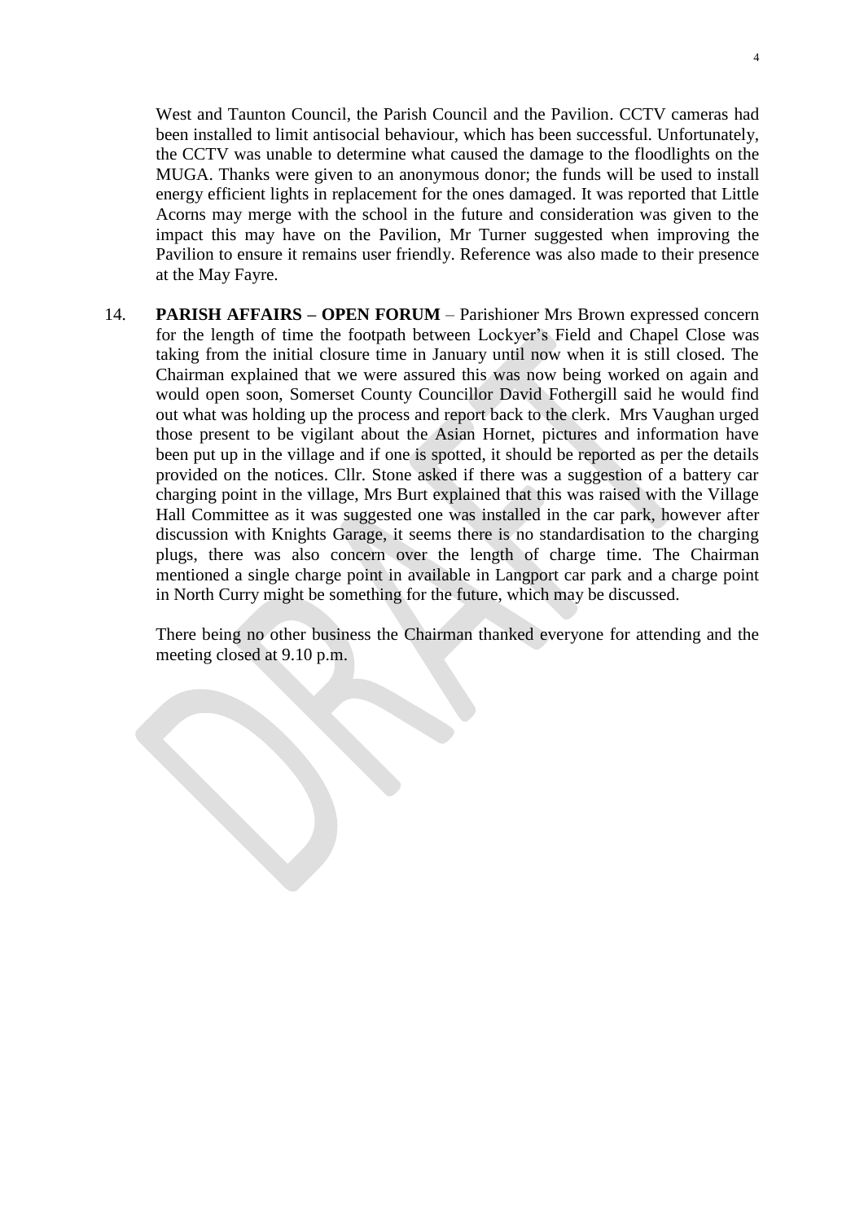West and Taunton Council, the Parish Council and the Pavilion. CCTV cameras had been installed to limit antisocial behaviour, which has been successful. Unfortunately, the CCTV was unable to determine what caused the damage to the floodlights on the MUGA. Thanks were given to an anonymous donor; the funds will be used to install energy efficient lights in replacement for the ones damaged. It was reported that Little Acorns may merge with the school in the future and consideration was given to the impact this may have on the Pavilion, Mr Turner suggested when improving the Pavilion to ensure it remains user friendly. Reference was also made to their presence at the May Fayre.

14. **PARISH AFFAIRS – OPEN FORUM** – Parishioner Mrs Brown expressed concern for the length of time the footpath between Lockyer's Field and Chapel Close was taking from the initial closure time in January until now when it is still closed. The Chairman explained that we were assured this was now being worked on again and would open soon, Somerset County Councillor David Fothergill said he would find out what was holding up the process and report back to the clerk. Mrs Vaughan urged those present to be vigilant about the Asian Hornet, pictures and information have been put up in the village and if one is spotted, it should be reported as per the details provided on the notices. Cllr. Stone asked if there was a suggestion of a battery car charging point in the village, Mrs Burt explained that this was raised with the Village Hall Committee as it was suggested one was installed in the car park, however after discussion with Knights Garage, it seems there is no standardisation to the charging plugs, there was also concern over the length of charge time. The Chairman mentioned a single charge point in available in Langport car park and a charge point in North Curry might be something for the future, which may be discussed.

    There being no other business the Chairman thanked everyone for attending and the meeting closed at 9.10 p.m.